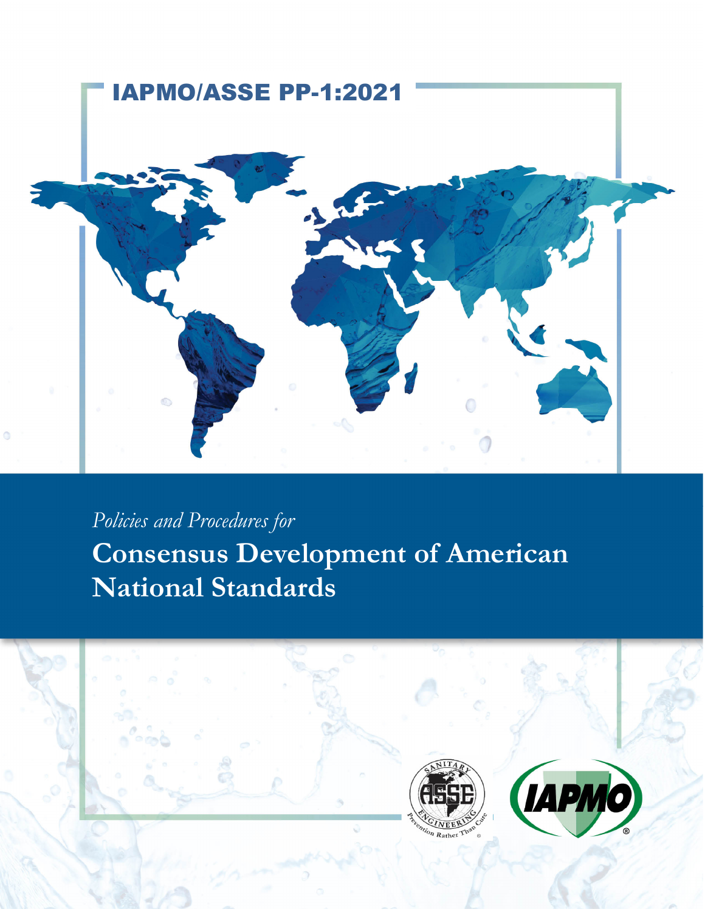# IAPMO/ASSE PP-1:2021

*Policies and Procedures for*

## Consensus Development of American National Standards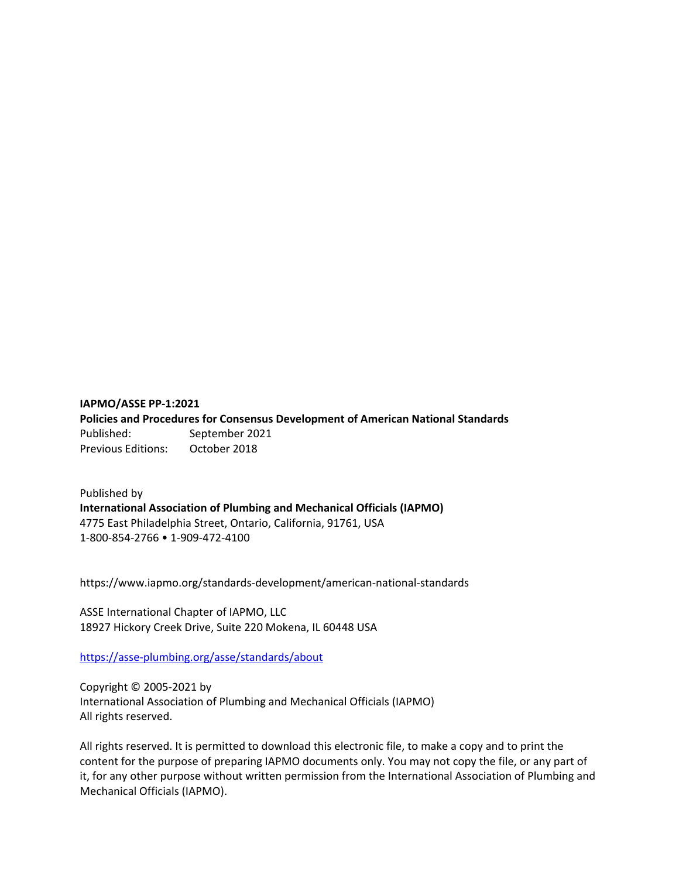**IAPMO/ASSE PP-1:2021**
**Policies and Procedures for Consensus Development of American National Standards**
Published: September 2021
Previous Editions: October 2018

Published by
**International Association of Plumbing and Mechanical Officials (IAPMO)**
4775 East Philadelphia Street, Ontario, California, 91761, USA
1-800-854-2766 • 1-909-472-4100

https://www.iapmo.org/standards-development/american-national-standards

ASSE International Chapter of IAPMO, LLC
18927 Hickory Creek Drive, Suite 220 Mokena, IL 60448 USA

https://asse-plumbing.org/asse/standards/about

Copyright © 2005-2021 by
International Association of Plumbing and Mechanical Officials (IAPMO)
All rights reserved.

All rights reserved. It is permitted to download this electronic file, to make a copy and to print the content for the purpose of preparing IAPMO documents only. You may not copy the file, or any part of it, for any other purpose without written permission from the International Association of Plumbing and Mechanical Officials (IAPMO).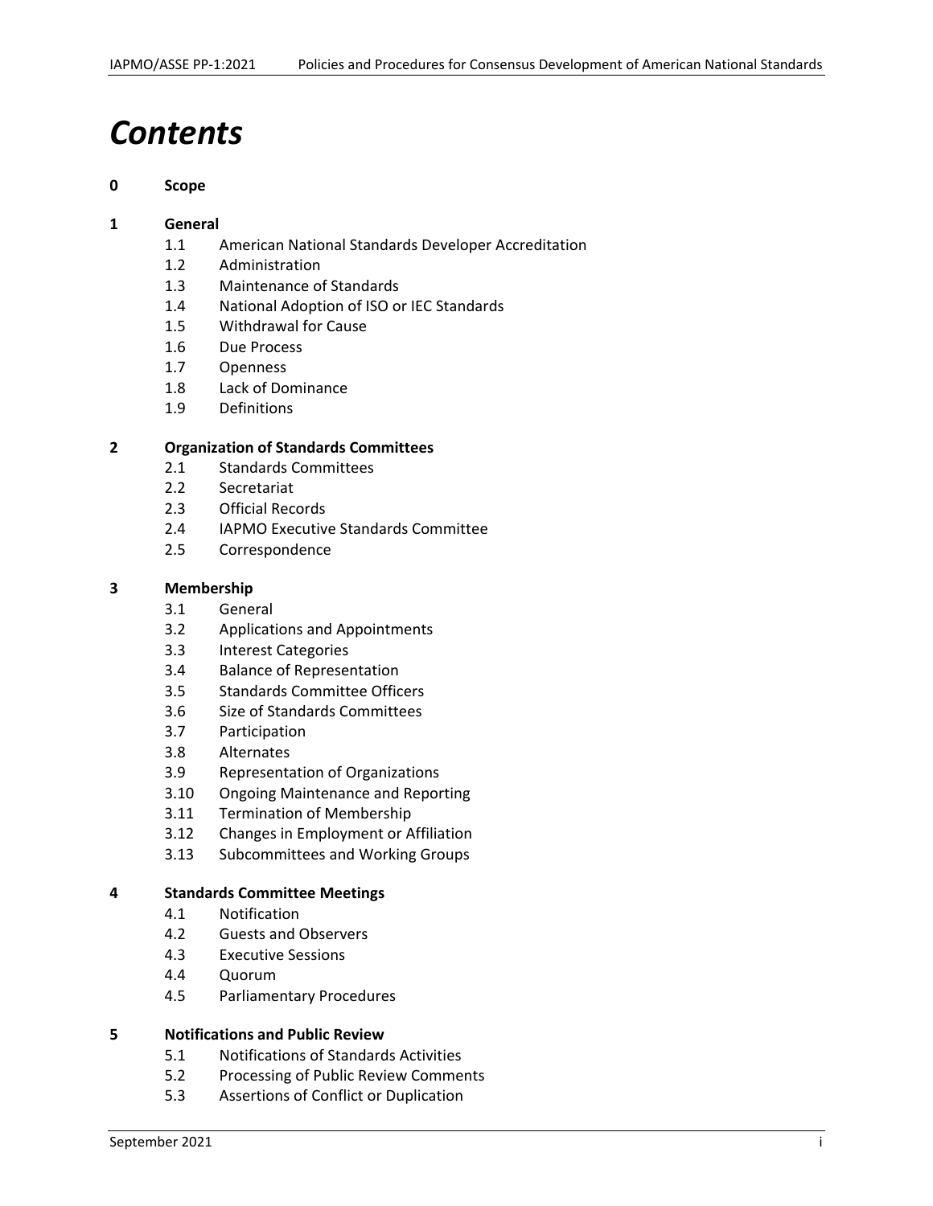# *Contents*

**0 Scope**

**1 General**

- 1.1 American National Standards Developer Accreditation
- 1.2 Administration
- 1.3 Maintenance of Standards
- 1.4 National Adoption of ISO or IEC Standards
- 1.5 Withdrawal for Cause
- 1.6 Due Process
- 1.7 Openness
- 1.8 Lack of Dominance
- 1.9 Definitions

**2 Organization of Standards Committees**

- 2.1 Standards Committees
- 2.2 Secretariat
- 2.3 Official Records
- 2.4 IAPMO Executive Standards Committee
- 2.5 Correspondence

**3 Membership**

- 3.1 General
- 3.2 Applications and Appointments
- 3.3 Interest Categories
- 3.4 Balance of Representation
- 3.5 Standards Committee Officers
- 3.6 Size of Standards Committees
- 3.7 Participation
- 3.8 Alternates
- 3.9 Representation of Organizations
- 3.10 Ongoing Maintenance and Reporting
- 3.11 Termination of Membership
- 3.12 Changes in Employment or Affiliation
- 3.13 Subcommittees and Working Groups

**4 Standards Committee Meetings**

- 4.1 Notification
- 4.2 Guests and Observers
- 4.3 Executive Sessions
- 4.4 Quorum
- 4.5 Parliamentary Procedures

**5 Notifications and Public Review**

- 5.1 Notifications of Standards Activities
- 5.2 Processing of Public Review Comments
- 5.3 Assertions of Conflict or Duplication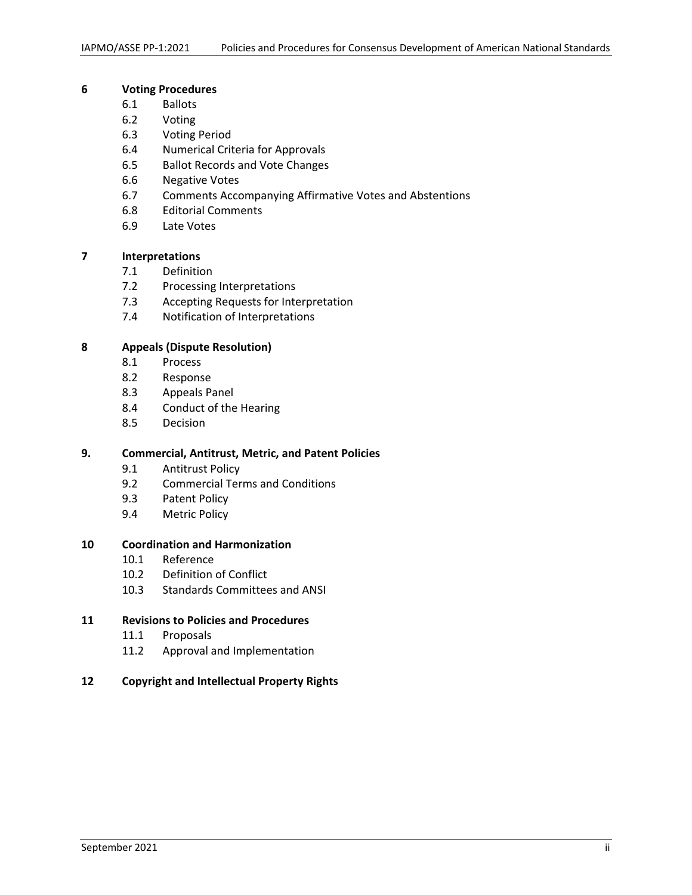**6 Voting Procedures**

- 6.1 Ballots
- 6.2 Voting
- 6.3 Voting Period
- 6.4 Numerical Criteria for Approvals
- 6.5 Ballot Records and Vote Changes
- 6.6 Negative Votes
- 6.7 Comments Accompanying Affirmative Votes and Abstentions
- 6.8 Editorial Comments
- 6.9 Late Votes

**7 Interpretations**

- 7.1 Definition
- 7.2 Processing Interpretations
- 7.3 Accepting Requests for Interpretation
- 7.4 Notification of Interpretations

**8 Appeals (Dispute Resolution)**

- 8.1 Process
- 8.2 Response
- 8.3 Appeals Panel
- 8.4 Conduct of the Hearing
- 8.5 Decision

**9. Commercial, Antitrust, Metric, and Patent Policies**

- 9.1 Antitrust Policy
- 9.2 Commercial Terms and Conditions
- 9.3 Patent Policy
- 9.4 Metric Policy

**10 Coordination and Harmonization**

- 10.1 Reference
- 10.2 Definition of Conflict
- 10.3 Standards Committees and ANSI

**11 Revisions to Policies and Procedures**

- 11.1 Proposals
- 11.2 Approval and Implementation

**12 Copyright and Intellectual Property Rights**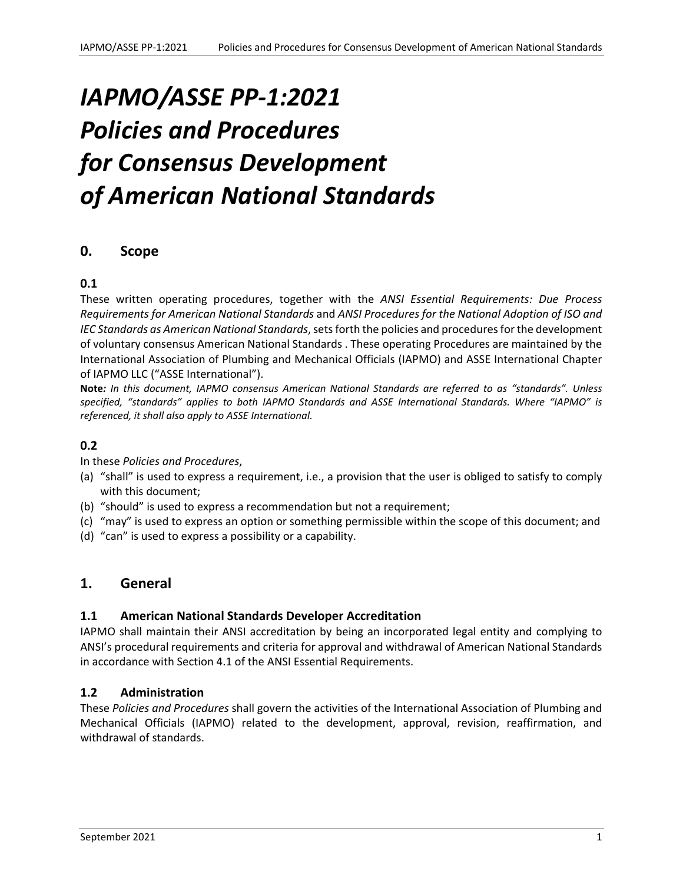# *IAPMO/ASSE PP-1:2021 Policies and Procedures for Consensus Development of American National Standards*

## 0. Scope

### 0.1

These written operating procedures, together with the *ANSI Essential Requirements: Due Process Requirements for American National Standards* and *ANSI Procedures for the National Adoption of ISO and IEC Standards as American National Standards*, sets forth the policies and procedures for the development of voluntary consensus American National Standards . These operating Procedures are maintained by the International Association of Plumbing and Mechanical Officials (IAPMO) and ASSE International Chapter of IAPMO LLC ("ASSE International").

**Note***: In this document, IAPMO consensus American National Standards are referred to as "standards". Unless specified, "standards" applies to both IAPMO Standards and ASSE International Standards. Where "IAPMO" is referenced, it shall also apply to ASSE International.*

### 0.2

In these *Policies and Procedures*,

(a) "shall" is used to express a requirement, i.e., a provision that the user is obliged to satisfy to comply with this document;
(b) "should" is used to express a recommendation but not a requirement;
(c) "may" is used to express an option or something permissible within the scope of this document; and
(d) "can" is used to express a possibility or a capability.

## 1. General

### 1.1 American National Standards Developer Accreditation

IAPMO shall maintain their ANSI accreditation by being an incorporated legal entity and complying to ANSI's procedural requirements and criteria for approval and withdrawal of American National Standards in accordance with Section 4.1 of the ANSI Essential Requirements.

### 1.2 Administration

These *Policies and Procedures* shall govern the activities of the International Association of Plumbing and Mechanical Officials (IAPMO) related to the development, approval, revision, reaffirmation, and withdrawal of standards.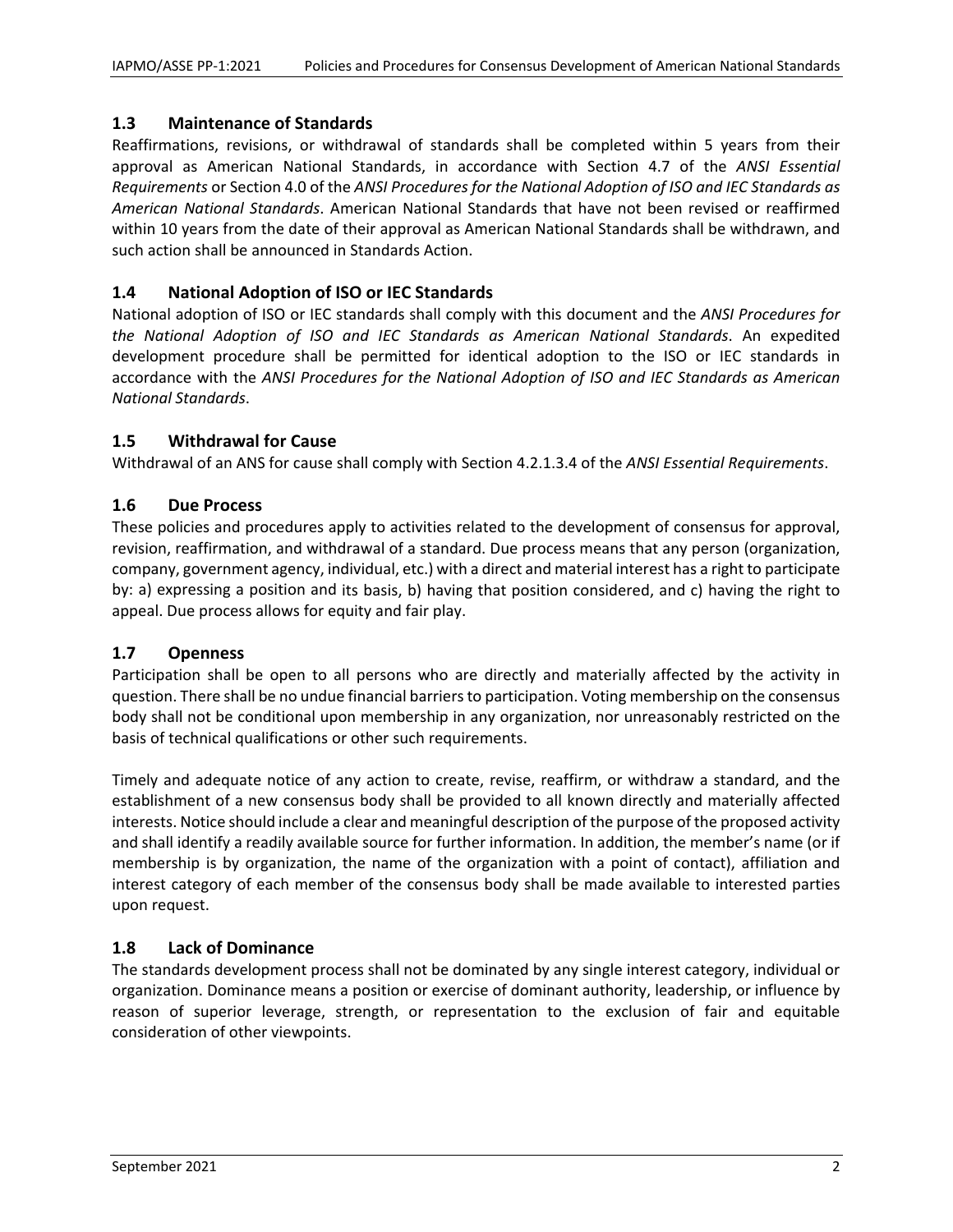## 1.3 Maintenance of Standards

Reaffirmations, revisions, or withdrawal of standards shall be completed within 5 years from their approval as American National Standards, in accordance with Section 4.7 of the *ANSI Essential Requirements* or Section 4.0 of the *ANSI Procedures for the National Adoption of ISO and IEC Standards as American National Standards*. American National Standards that have not been revised or reaffirmed within 10 years from the date of their approval as American National Standards shall be withdrawn, and such action shall be announced in Standards Action.

## 1.4 National Adoption of ISO or IEC Standards

National adoption of ISO or IEC standards shall comply with this document and the *ANSI Procedures for the National Adoption of ISO and IEC Standards as American National Standards*. An expedited development procedure shall be permitted for identical adoption to the ISO or IEC standards in accordance with the *ANSI Procedures for the National Adoption of ISO and IEC Standards as American National Standards*.

## 1.5 Withdrawal for Cause

Withdrawal of an ANS for cause shall comply with Section 4.2.1.3.4 of the *ANSI Essential Requirements*.

## 1.6 Due Process

These policies and procedures apply to activities related to the development of consensus for approval, revision, reaffirmation, and withdrawal of a standard. Due process means that any person (organization, company, government agency, individual, etc.) with a direct and material interest has a right to participate by: a) expressing a position and its basis, b) having that position considered, and c) having the right to appeal. Due process allows for equity and fair play.

## 1.7 Openness

Participation shall be open to all persons who are directly and materially affected by the activity in question. There shall be no undue financial barriers to participation. Voting membership on the consensus body shall not be conditional upon membership in any organization, nor unreasonably restricted on the basis of technical qualifications or other such requirements.

Timely and adequate notice of any action to create, revise, reaffirm, or withdraw a standard, and the establishment of a new consensus body shall be provided to all known directly and materially affected interests. Notice should include a clear and meaningful description of the purpose of the proposed activity and shall identify a readily available source for further information. In addition, the member's name (or if membership is by organization, the name of the organization with a point of contact), affiliation and interest category of each member of the consensus body shall be made available to interested parties upon request.

## 1.8 Lack of Dominance

The standards development process shall not be dominated by any single interest category, individual or organization. Dominance means a position or exercise of dominant authority, leadership, or influence by reason of superior leverage, strength, or representation to the exclusion of fair and equitable consideration of other viewpoints.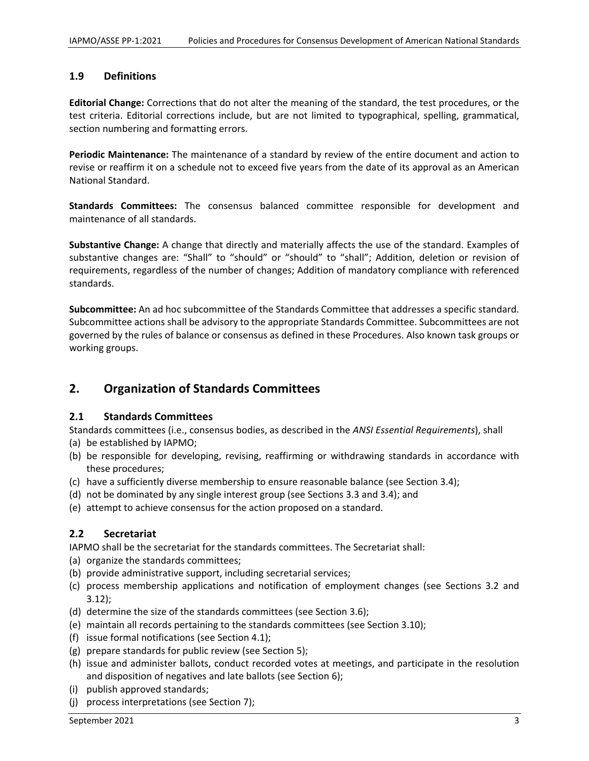### 1.9 Definitions

**Editorial Change:** Corrections that do not alter the meaning of the standard, the test procedures, or the test criteria. Editorial corrections include, but are not limited to typographical, spelling, grammatical, section numbering and formatting errors.

**Periodic Maintenance:** The maintenance of a standard by review of the entire document and action to revise or reaffirm it on a schedule not to exceed five years from the date of its approval as an American National Standard.

**Standards Committees:** The consensus balanced committee responsible for development and maintenance of all standards.

**Substantive Change:** A change that directly and materially affects the use of the standard. Examples of substantive changes are: “Shall” to “should” or “should” to “shall”; Addition, deletion or revision of requirements, regardless of the number of changes; Addition of mandatory compliance with referenced standards.

**Subcommittee:** An ad hoc subcommittee of the Standards Committee that addresses a specific standard. Subcommittee actions shall be advisory to the appropriate Standards Committee. Subcommittees are not governed by the rules of balance or consensus as defined in these Procedures. Also known task groups or working groups.

## 2. Organization of Standards Committees

### 2.1 Standards Committees

Standards committees (i.e., consensus bodies, as described in the *ANSI Essential Requirements*), shall

(a) be established by IAPMO;
(b) be responsible for developing, revising, reaffirming or withdrawing standards in accordance with these procedures;
(c) have a sufficiently diverse membership to ensure reasonable balance (see Section 3.4);
(d) not be dominated by any single interest group (see Sections 3.3 and 3.4); and
(e) attempt to achieve consensus for the action proposed on a standard.

### 2.2 Secretariat

IAPMO shall be the secretariat for the standards committees. The Secretariat shall:

(a) organize the standards committees;
(b) provide administrative support, including secretarial services;
(c) process membership applications and notification of employment changes (see Sections 3.2 and 3.12);
(d) determine the size of the standards committees (see Section 3.6);
(e) maintain all records pertaining to the standards committees (see Section 3.10);
(f) issue formal notifications (see Section 4.1);
(g) prepare standards for public review (see Section 5);
(h) issue and administer ballots, conduct recorded votes at meetings, and participate in the resolution and disposition of negatives and late ballots (see Section 6);
(i) publish approved standards;
(j) process interpretations (see Section 7);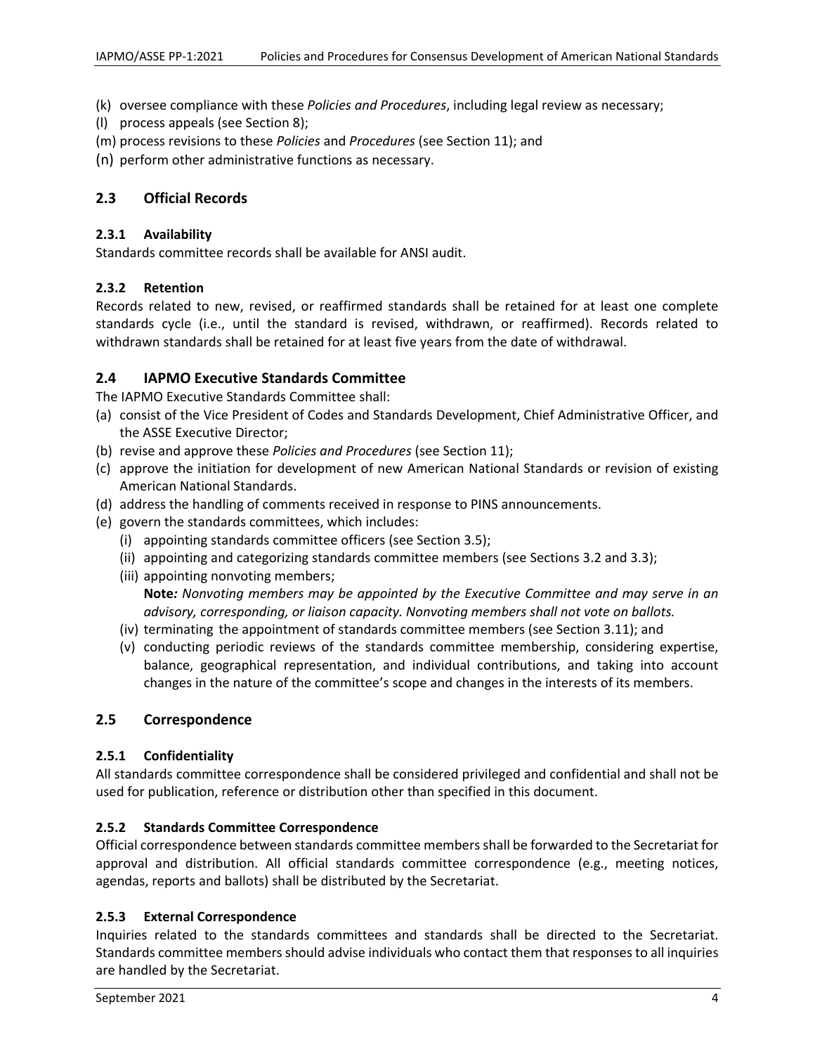(k) oversee compliance with these *Policies and Procedures*, including legal review as necessary;
(l) process appeals (see Section 8);
(m) process revisions to these *Policies* and *Procedures* (see Section 11); and
(n) perform other administrative functions as necessary.

## 2.3 Official Records

### 2.3.1 Availability

Standards committee records shall be available for ANSI audit.

### 2.3.2 Retention

Records related to new, revised, or reaffirmed standards shall be retained for at least one complete standards cycle (i.e., until the standard is revised, withdrawn, or reaffirmed). Records related to withdrawn standards shall be retained for at least five years from the date of withdrawal.

## 2.4 IAPMO Executive Standards Committee

The IAPMO Executive Standards Committee shall:

(a) consist of the Vice President of Codes and Standards Development, Chief Administrative Officer, and the ASSE Executive Director;
(b) revise and approve these *Policies and Procedures* (see Section 11);
(c) approve the initiation for development of new American National Standards or revision of existing American National Standards.
(d) address the handling of comments received in response to PINS announcements.
(e) govern the standards committees, which includes:
   (i) appointing standards committee officers (see Section 3.5);
   (ii) appointing and categorizing standards committee members (see Sections 3.2 and 3.3);
   (iii) appointing nonvoting members;
   **Note***: Nonvoting members may be appointed by the Executive Committee and may serve in an advisory, corresponding, or liaison capacity. Nonvoting members shall not vote on ballots.*
   (iv) terminating the appointment of standards committee members (see Section 3.11); and
   (v) conducting periodic reviews of the standards committee membership, considering expertise, balance, geographical representation, and individual contributions, and taking into account changes in the nature of the committee's scope and changes in the interests of its members.

## 2.5 Correspondence

### 2.5.1 Confidentiality

All standards committee correspondence shall be considered privileged and confidential and shall not be used for publication, reference or distribution other than specified in this document.

### 2.5.2 Standards Committee Correspondence

Official correspondence between standards committee members shall be forwarded to the Secretariat for approval and distribution. All official standards committee correspondence (e.g., meeting notices, agendas, reports and ballots) shall be distributed by the Secretariat.

### 2.5.3 External Correspondence

Inquiries related to the standards committees and standards shall be directed to the Secretariat. Standards committee members should advise individuals who contact them that responses to all inquiries are handled by the Secretariat.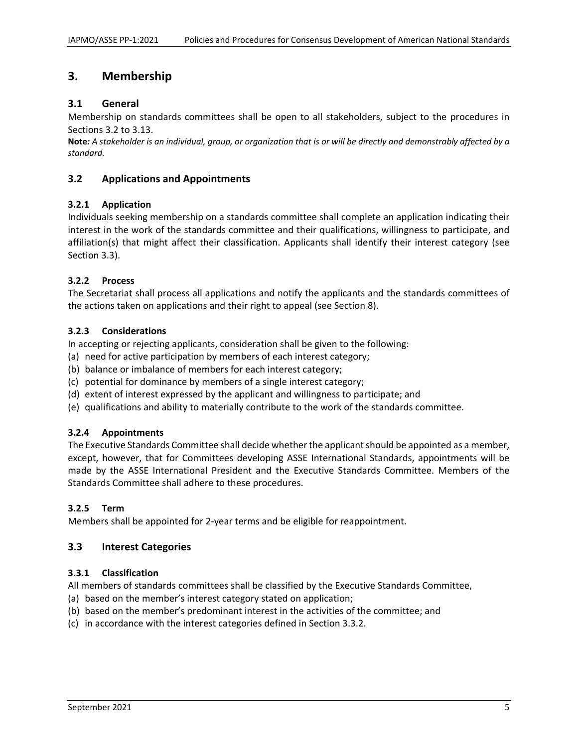# 3. Membership

## 3.1 General

Membership on standards committees shall be open to all stakeholders, subject to the procedures in Sections 3.2 to 3.13.

**Note***: A stakeholder is an individual, group, or organization that is or will be directly and demonstrably affected by a standard.*

## 3.2 Applications and Appointments

### 3.2.1 Application

Individuals seeking membership on a standards committee shall complete an application indicating their interest in the work of the standards committee and their qualifications, willingness to participate, and affiliation(s) that might affect their classification. Applicants shall identify their interest category (see Section 3.3).

### 3.2.2 Process

The Secretariat shall process all applications and notify the applicants and the standards committees of the actions taken on applications and their right to appeal (see Section 8).

### 3.2.3 Considerations

In accepting or rejecting applicants, consideration shall be given to the following:

(a) need for active participation by members of each interest category;
(b) balance or imbalance of members for each interest category;
(c) potential for dominance by members of a single interest category;
(d) extent of interest expressed by the applicant and willingness to participate; and
(e) qualifications and ability to materially contribute to the work of the standards committee.

### 3.2.4 Appointments

The Executive Standards Committee shall decide whether the applicant should be appointed as a member, except, however, that for Committees developing ASSE International Standards, appointments will be made by the ASSE International President and the Executive Standards Committee. Members of the Standards Committee shall adhere to these procedures.

### 3.2.5 Term

Members shall be appointed for 2-year terms and be eligible for reappointment.

## 3.3 Interest Categories

### 3.3.1 Classification

All members of standards committees shall be classified by the Executive Standards Committee,

(a) based on the member's interest category stated on application;
(b) based on the member's predominant interest in the activities of the committee; and
(c) in accordance with the interest categories defined in Section 3.3.2.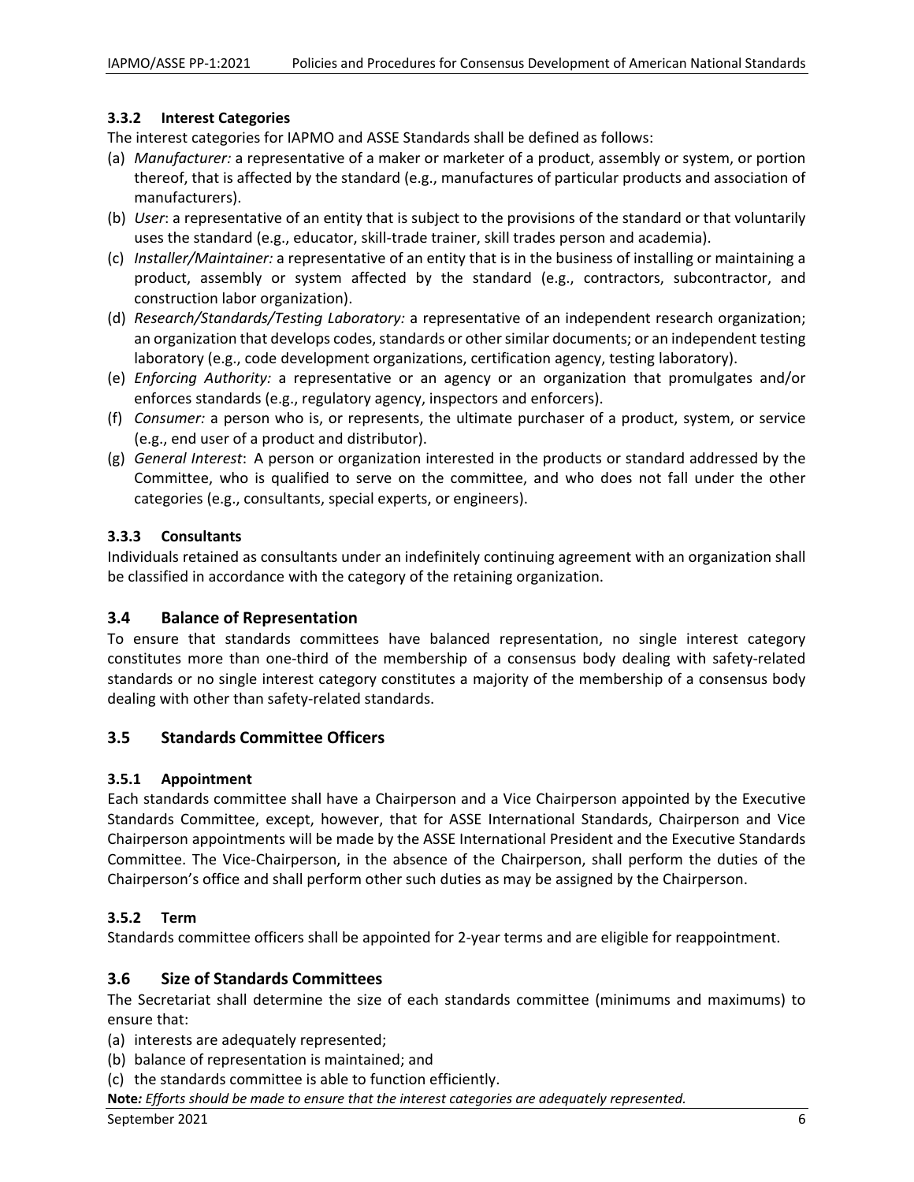### 3.3.2 Interest Categories

The interest categories for IAPMO and ASSE Standards shall be defined as follows:

(a) *Manufacturer:* a representative of a maker or marketer of a product, assembly or system, or portion thereof, that is affected by the standard (e.g., manufactures of particular products and association of manufacturers).

(b) *User*: a representative of an entity that is subject to the provisions of the standard or that voluntarily uses the standard (e.g., educator, skill-trade trainer, skill trades person and academia).

(c) *Installer/Maintainer:* a representative of an entity that is in the business of installing or maintaining a product, assembly or system affected by the standard (e.g., contractors, subcontractor, and construction labor organization).

(d) *Research/Standards/Testing Laboratory:* a representative of an independent research organization; an organization that develops codes, standards or other similar documents; or an independent testing laboratory (e.g., code development organizations, certification agency, testing laboratory).

(e) *Enforcing Authority:* a representative or an agency or an organization that promulgates and/or enforces standards (e.g., regulatory agency, inspectors and enforcers).

(f) *Consumer:* a person who is, or represents, the ultimate purchaser of a product, system, or service (e.g., end user of a product and distributor).

(g) *General Interest*: A person or organization interested in the products or standard addressed by the Committee, who is qualified to serve on the committee, and who does not fall under the other categories (e.g., consultants, special experts, or engineers).

### 3.3.3 Consultants

Individuals retained as consultants under an indefinitely continuing agreement with an organization shall be classified in accordance with the category of the retaining organization.

## 3.4 Balance of Representation

To ensure that standards committees have balanced representation, no single interest category constitutes more than one-third of the membership of a consensus body dealing with safety-related standards or no single interest category constitutes a majority of the membership of a consensus body dealing with other than safety-related standards.

## 3.5 Standards Committee Officers

### 3.5.1 Appointment

Each standards committee shall have a Chairperson and a Vice Chairperson appointed by the Executive Standards Committee, except, however, that for ASSE International Standards, Chairperson and Vice Chairperson appointments will be made by the ASSE International President and the Executive Standards Committee. The Vice-Chairperson, in the absence of the Chairperson, shall perform the duties of the Chairperson's office and shall perform other such duties as may be assigned by the Chairperson.

### 3.5.2 Term

Standards committee officers shall be appointed for 2-year terms and are eligible for reappointment.

## 3.6 Size of Standards Committees

The Secretariat shall determine the size of each standards committee (minimums and maximums) to ensure that:

(a) interests are adequately represented;

(b) balance of representation is maintained; and

(c) the standards committee is able to function efficiently.

**Note***: Efforts should be made to ensure that the interest categories are adequately represented.*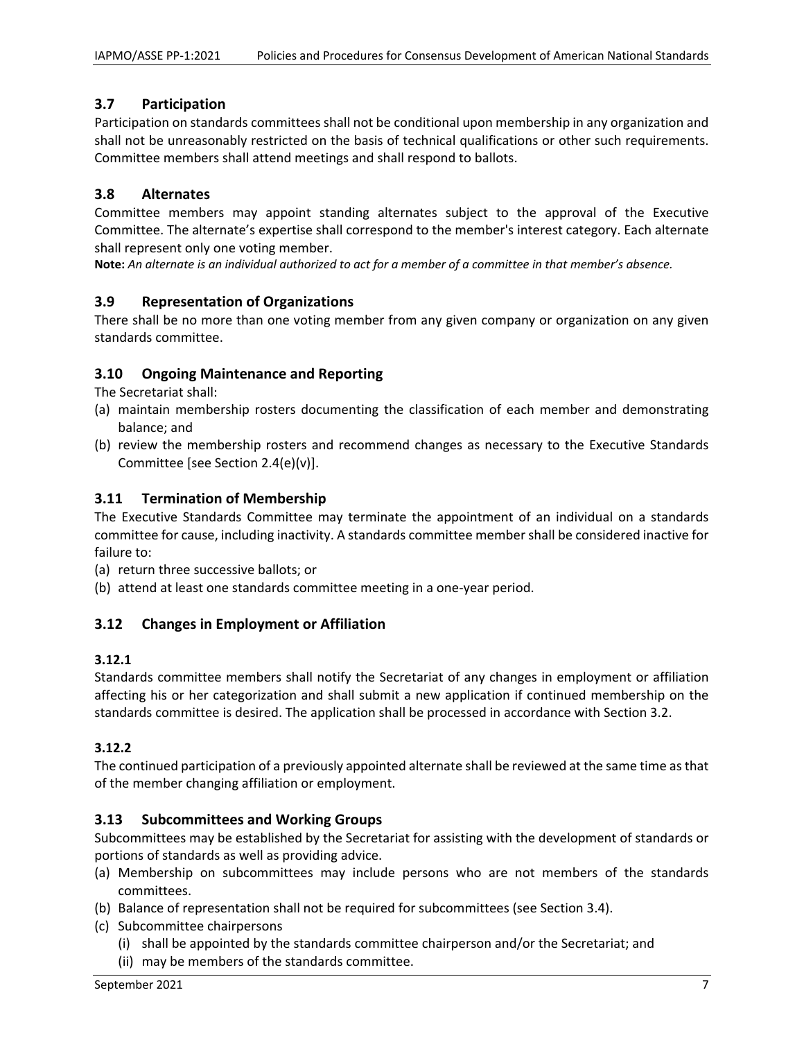### 3.7 Participation

Participation on standards committees shall not be conditional upon membership in any organization and shall not be unreasonably restricted on the basis of technical qualifications or other such requirements. Committee members shall attend meetings and shall respond to ballots.

### 3.8 Alternates

Committee members may appoint standing alternates subject to the approval of the Executive Committee. The alternate's expertise shall correspond to the member's interest category. Each alternate shall represent only one voting member.

**Note:** *An alternate is an individual authorized to act for a member of a committee in that member's absence.*

### 3.9 Representation of Organizations

There shall be no more than one voting member from any given company or organization on any given standards committee.

### 3.10 Ongoing Maintenance and Reporting

The Secretariat shall:

(a) maintain membership rosters documenting the classification of each member and demonstrating balance; and

(b) review the membership rosters and recommend changes as necessary to the Executive Standards Committee [see Section 2.4(e)(v)].

### 3.11 Termination of Membership

The Executive Standards Committee may terminate the appointment of an individual on a standards committee for cause, including inactivity. A standards committee member shall be considered inactive for failure to:

(a) return three successive ballots; or

(b) attend at least one standards committee meeting in a one-year period.

### 3.12 Changes in Employment or Affiliation

#### 3.12.1

Standards committee members shall notify the Secretariat of any changes in employment or affiliation affecting his or her categorization and shall submit a new application if continued membership on the standards committee is desired. The application shall be processed in accordance with Section 3.2.

#### 3.12.2

The continued participation of a previously appointed alternate shall be reviewed at the same time as that of the member changing affiliation or employment.

### 3.13 Subcommittees and Working Groups

Subcommittees may be established by the Secretariat for assisting with the development of standards or portions of standards as well as providing advice.

(a) Membership on subcommittees may include persons who are not members of the standards committees.

(b) Balance of representation shall not be required for subcommittees (see Section 3.4).

(c) Subcommittee chairpersons

  (i) shall be appointed by the standards committee chairperson and/or the Secretariat; and

  (ii) may be members of the standards committee.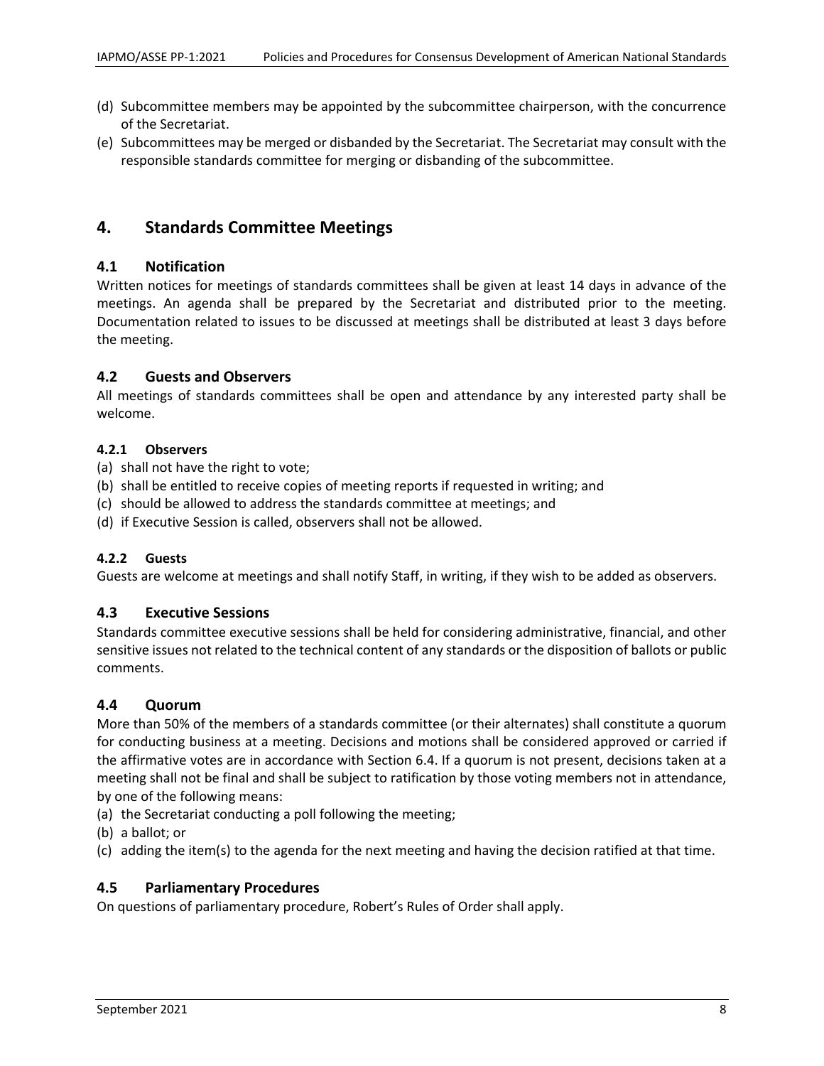(d) Subcommittee members may be appointed by the subcommittee chairperson, with the concurrence of the Secretariat.

(e) Subcommittees may be merged or disbanded by the Secretariat. The Secretariat may consult with the responsible standards committee for merging or disbanding of the subcommittee.

# 4. Standards Committee Meetings

## 4.1 Notification

Written notices for meetings of standards committees shall be given at least 14 days in advance of the meetings. An agenda shall be prepared by the Secretariat and distributed prior to the meeting. Documentation related to issues to be discussed at meetings shall be distributed at least 3 days before the meeting.

## 4.2 Guests and Observers

All meetings of standards committees shall be open and attendance by any interested party shall be welcome.

### 4.2.1 Observers

(a) shall not have the right to vote;

(b) shall be entitled to receive copies of meeting reports if requested in writing; and

(c) should be allowed to address the standards committee at meetings; and

(d) if Executive Session is called, observers shall not be allowed.

### 4.2.2 Guests

Guests are welcome at meetings and shall notify Staff, in writing, if they wish to be added as observers.

## 4.3 Executive Sessions

Standards committee executive sessions shall be held for considering administrative, financial, and other sensitive issues not related to the technical content of any standards or the disposition of ballots or public comments.

## 4.4 Quorum

More than 50% of the members of a standards committee (or their alternates) shall constitute a quorum for conducting business at a meeting. Decisions and motions shall be considered approved or carried if the affirmative votes are in accordance with Section 6.4. If a quorum is not present, decisions taken at a meeting shall not be final and shall be subject to ratification by those voting members not in attendance, by one of the following means:

(a) the Secretariat conducting a poll following the meeting;

(b) a ballot; or

(c) adding the item(s) to the agenda for the next meeting and having the decision ratified at that time.

## 4.5 Parliamentary Procedures

On questions of parliamentary procedure, Robert's Rules of Order shall apply.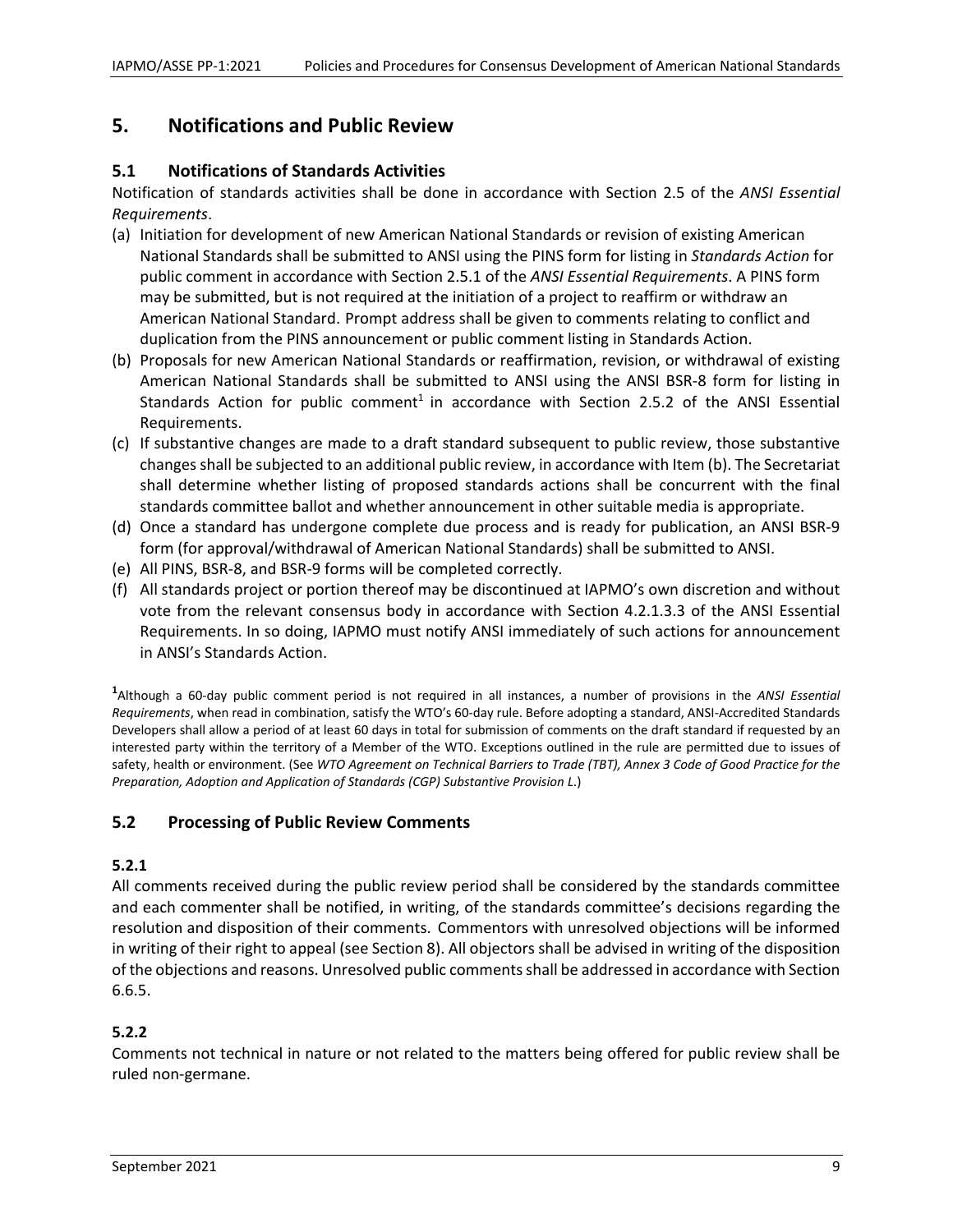## 5. Notifications and Public Review

### 5.1 Notifications of Standards Activities

Notification of standards activities shall be done in accordance with Section 2.5 of the *ANSI Essential Requirements*.

(a) Initiation for development of new American National Standards or revision of existing American National Standards shall be submitted to ANSI using the PINS form for listing in *Standards Action* for public comment in accordance with Section 2.5.1 of the *ANSI Essential Requirements*. A PINS form may be submitted, but is not required at the initiation of a project to reaffirm or withdraw an American National Standard. Prompt address shall be given to comments relating to conflict and duplication from the PINS announcement or public comment listing in Standards Action.

(b) Proposals for new American National Standards or reaffirmation, revision, or withdrawal of existing American National Standards shall be submitted to ANSI using the ANSI BSR-8 form for listing in Standards Action for public comment[1] in accordance with Section 2.5.2 of the ANSI Essential Requirements.

(c) If substantive changes are made to a draft standard subsequent to public review, those substantive changes shall be subjected to an additional public review, in accordance with Item (b). The Secretariat shall determine whether listing of proposed standards actions shall be concurrent with the final standards committee ballot and whether announcement in other suitable media is appropriate.

(d) Once a standard has undergone complete due process and is ready for publication, an ANSI BSR-9 form (for approval/withdrawal of American National Standards) shall be submitted to ANSI.

(e) All PINS, BSR-8, and BSR-9 forms will be completed correctly.

(f) All standards project or portion thereof may be discontinued at IAPMO's own discretion and without vote from the relevant consensus body in accordance with Section 4.2.1.3.3 of the ANSI Essential Requirements. In so doing, IAPMO must notify ANSI immediately of such actions for announcement in ANSI's Standards Action.

[1] Although a 60-day public comment period is not required in all instances, a number of provisions in the *ANSI Essential Requirements*, when read in combination, satisfy the WTO's 60-day rule. Before adopting a standard, ANSI-Accredited Standards Developers shall allow a period of at least 60 days in total for submission of comments on the draft standard if requested by an interested party within the territory of a Member of the WTO. Exceptions outlined in the rule are permitted due to issues of safety, health or environment. (See *WTO Agreement on Technical Barriers to Trade (TBT), Annex 3 Code of Good Practice for the Preparation, Adoption and Application of Standards (CGP) Substantive Provision L*.)

### 5.2 Processing of Public Review Comments

#### 5.2.1

All comments received during the public review period shall be considered by the standards committee and each commenter shall be notified, in writing, of the standards committee's decisions regarding the resolution and disposition of their comments. Commentors with unresolved objections will be informed in writing of their right to appeal (see Section 8). All objectors shall be advised in writing of the disposition of the objections and reasons. Unresolved public comments shall be addressed in accordance with Section 6.6.5.

#### 5.2.2

Comments not technical in nature or not related to the matters being offered for public review shall be ruled non-germane.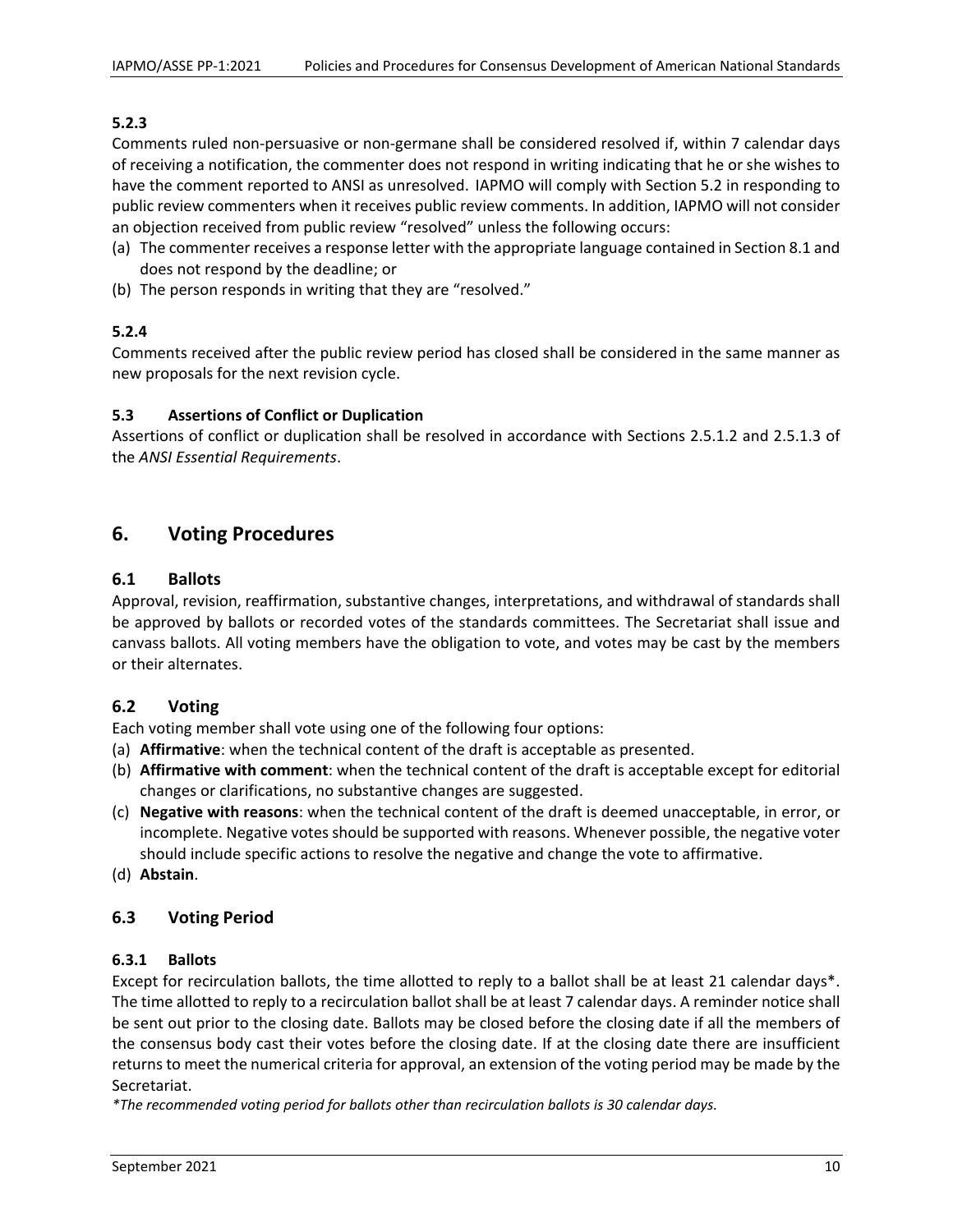### 5.2.3

Comments ruled non-persuasive or non-germane shall be considered resolved if, within 7 calendar days of receiving a notification, the commenter does not respond in writing indicating that he or she wishes to have the comment reported to ANSI as unresolved. IAPMO will comply with Section 5.2 in responding to public review commenters when it receives public review comments. In addition, IAPMO will not consider an objection received from public review "resolved" unless the following occurs:

(a) The commenter receives a response letter with the appropriate language contained in Section 8.1 and does not respond by the deadline; or
(b) The person responds in writing that they are "resolved."

### 5.2.4

Comments received after the public review period has closed shall be considered in the same manner as new proposals for the next revision cycle.

### 5.3 Assertions of Conflict or Duplication

Assertions of conflict or duplication shall be resolved in accordance with Sections 2.5.1.2 and 2.5.1.3 of the *ANSI Essential Requirements*.

## 6. Voting Procedures

### 6.1 Ballots

Approval, revision, reaffirmation, substantive changes, interpretations, and withdrawal of standards shall be approved by ballots or recorded votes of the standards committees. The Secretariat shall issue and canvass ballots. All voting members have the obligation to vote, and votes may be cast by the members or their alternates.

### 6.2 Voting

Each voting member shall vote using one of the following four options:

(a) **Affirmative**: when the technical content of the draft is acceptable as presented.
(b) **Affirmative with comment**: when the technical content of the draft is acceptable except for editorial changes or clarifications, no substantive changes are suggested.
(c) **Negative with reasons**: when the technical content of the draft is deemed unacceptable, in error, or incomplete. Negative votes should be supported with reasons. Whenever possible, the negative voter should include specific actions to resolve the negative and change the vote to affirmative.
(d) **Abstain**.

### 6.3 Voting Period

#### 6.3.1 Ballots

Except for recirculation ballots, the time allotted to reply to a ballot shall be at least 21 calendar days*. The time allotted to reply to a recirculation ballot shall be at least 7 calendar days. A reminder notice shall be sent out prior to the closing date. Ballots may be closed before the closing date if all the members of the consensus body cast their votes before the closing date. If at the closing date there are insufficient returns to meet the numerical criteria for approval, an extension of the voting period may be made by the Secretariat.

*\*The recommended voting period for ballots other than recirculation ballots is 30 calendar days.*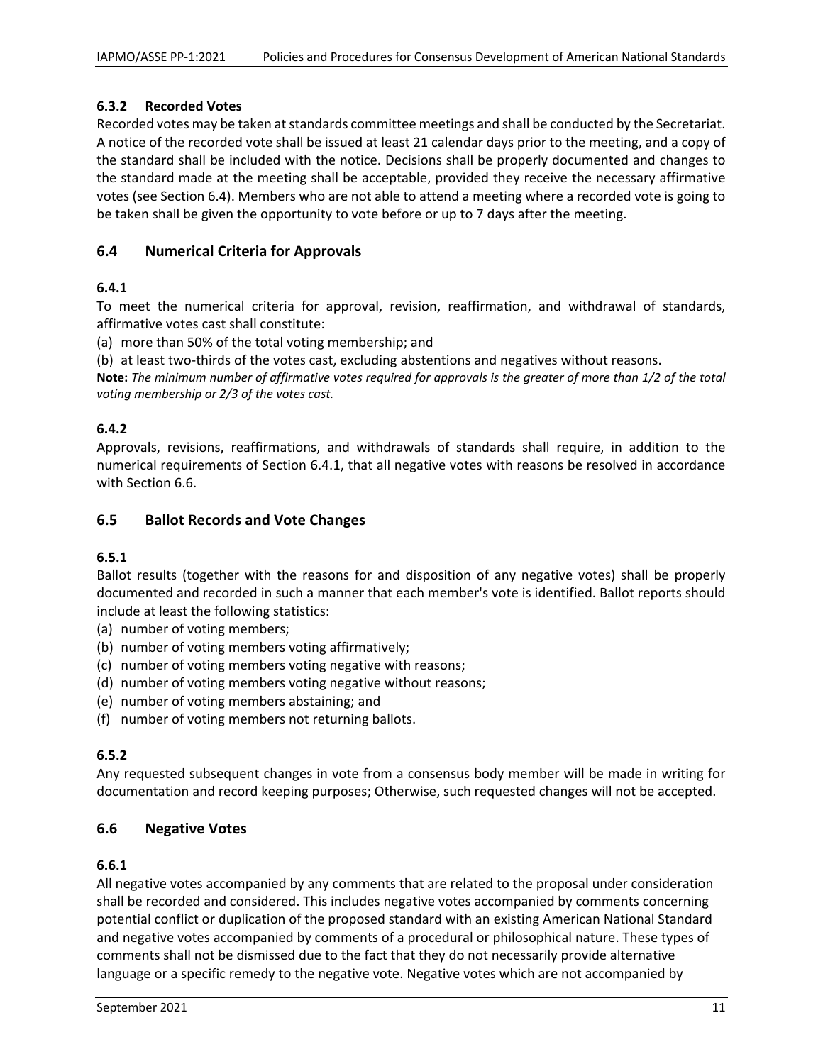### 6.3.2 Recorded Votes

Recorded votes may be taken at standards committee meetings and shall be conducted by the Secretariat. A notice of the recorded vote shall be issued at least 21 calendar days prior to the meeting, and a copy of the standard shall be included with the notice. Decisions shall be properly documented and changes to the standard made at the meeting shall be acceptable, provided they receive the necessary affirmative votes (see Section 6.4). Members who are not able to attend a meeting where a recorded vote is going to be taken shall be given the opportunity to vote before or up to 7 days after the meeting.

## 6.4 Numerical Criteria for Approvals

### 6.4.1

To meet the numerical criteria for approval, revision, reaffirmation, and withdrawal of standards, affirmative votes cast shall constitute:

(a) more than 50% of the total voting membership; and

(b) at least two-thirds of the votes cast, excluding abstentions and negatives without reasons.

**Note:** *The minimum number of affirmative votes required for approvals is the greater of more than 1/2 of the total voting membership or 2/3 of the votes cast.*

### 6.4.2

Approvals, revisions, reaffirmations, and withdrawals of standards shall require, in addition to the numerical requirements of Section 6.4.1, that all negative votes with reasons be resolved in accordance with Section 6.6.

## 6.5 Ballot Records and Vote Changes

### 6.5.1

Ballot results (together with the reasons for and disposition of any negative votes) shall be properly documented and recorded in such a manner that each member's vote is identified. Ballot reports should include at least the following statistics:

(a) number of voting members;

(b) number of voting members voting affirmatively;

(c) number of voting members voting negative with reasons;

(d) number of voting members voting negative without reasons;

(e) number of voting members abstaining; and

(f) number of voting members not returning ballots.

### 6.5.2

Any requested subsequent changes in vote from a consensus body member will be made in writing for documentation and record keeping purposes; Otherwise, such requested changes will not be accepted.

## 6.6 Negative Votes

### 6.6.1

All negative votes accompanied by any comments that are related to the proposal under consideration shall be recorded and considered. This includes negative votes accompanied by comments concerning potential conflict or duplication of the proposed standard with an existing American National Standard and negative votes accompanied by comments of a procedural or philosophical nature. These types of comments shall not be dismissed due to the fact that they do not necessarily provide alternative language or a specific remedy to the negative vote. Negative votes which are not accompanied by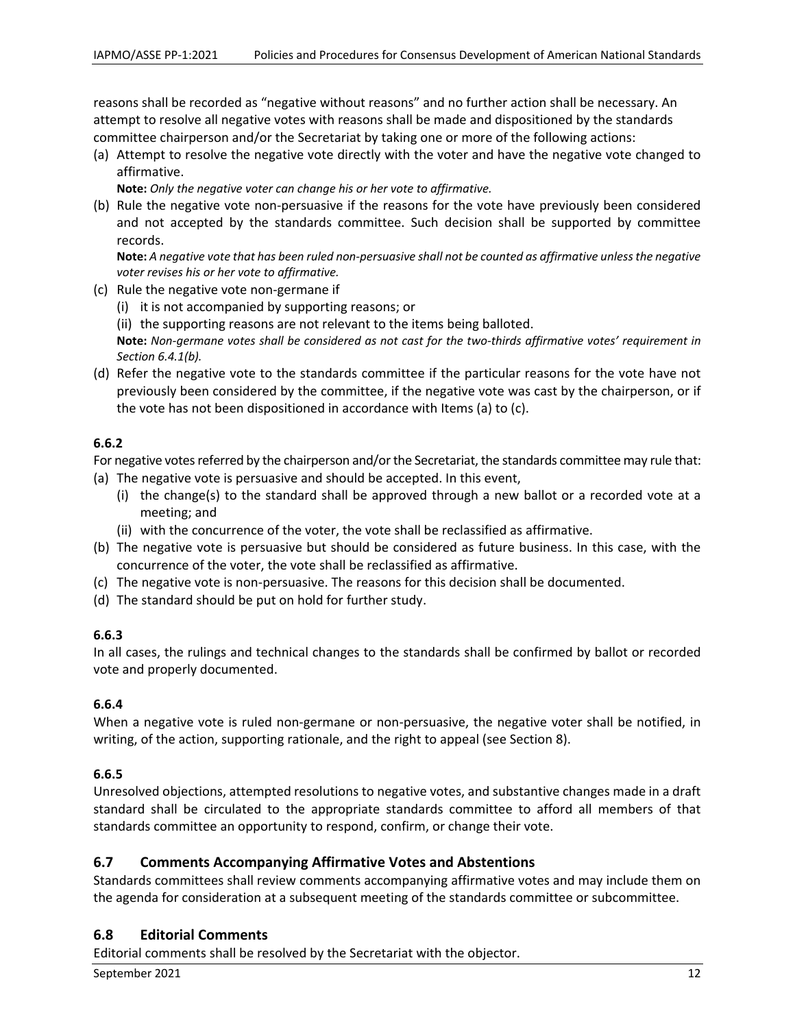reasons shall be recorded as "negative without reasons" and no further action shall be necessary. An attempt to resolve all negative votes with reasons shall be made and dispositioned by the standards committee chairperson and/or the Secretariat by taking one or more of the following actions:

(a) Attempt to resolve the negative vote directly with the voter and have the negative vote changed to affirmative.

    **Note:** *Only the negative voter can change his or her vote to affirmative.*

(b) Rule the negative vote non-persuasive if the reasons for the vote have previously been considered and not accepted by the standards committee. Such decision shall be supported by committee records.

    **Note:** *A negative vote that has been ruled non-persuasive shall not be counted as affirmative unless the negative voter revises his or her vote to affirmative.*

(c) Rule the negative vote non-germane if
    (i) it is not accompanied by supporting reasons; or
    (ii) the supporting reasons are not relevant to the items being balloted.

    **Note:** *Non-germane votes shall be considered as not cast for the two-thirds affirmative votes' requirement in Section 6.4.1(b).*

(d) Refer the negative vote to the standards committee if the particular reasons for the vote have not previously been considered by the committee, if the negative vote was cast by the chairperson, or if the vote has not been dispositioned in accordance with Items (a) to (c).

### 6.6.2

For negative votes referred by the chairperson and/or the Secretariat, the standards committee may rule that:

(a) The negative vote is persuasive and should be accepted. In this event,
    (i) the change(s) to the standard shall be approved through a new ballot or a recorded vote at a meeting; and
    (ii) with the concurrence of the voter, the vote shall be reclassified as affirmative.
(b) The negative vote is persuasive but should be considered as future business. In this case, with the concurrence of the voter, the vote shall be reclassified as affirmative.
(c) The negative vote is non-persuasive. The reasons for this decision shall be documented.
(d) The standard should be put on hold for further study.

### 6.6.3

In all cases, the rulings and technical changes to the standards shall be confirmed by ballot or recorded vote and properly documented.

### 6.6.4

When a negative vote is ruled non-germane or non-persuasive, the negative voter shall be notified, in writing, of the action, supporting rationale, and the right to appeal (see Section 8).

### 6.6.5

Unresolved objections, attempted resolutions to negative votes, and substantive changes made in a draft standard shall be circulated to the appropriate standards committee to afford all members of that standards committee an opportunity to respond, confirm, or change their vote.

## 6.7 Comments Accompanying Affirmative Votes and Abstentions

Standards committees shall review comments accompanying affirmative votes and may include them on the agenda for consideration at a subsequent meeting of the standards committee or subcommittee.

## 6.8 Editorial Comments

Editorial comments shall be resolved by the Secretariat with the objector.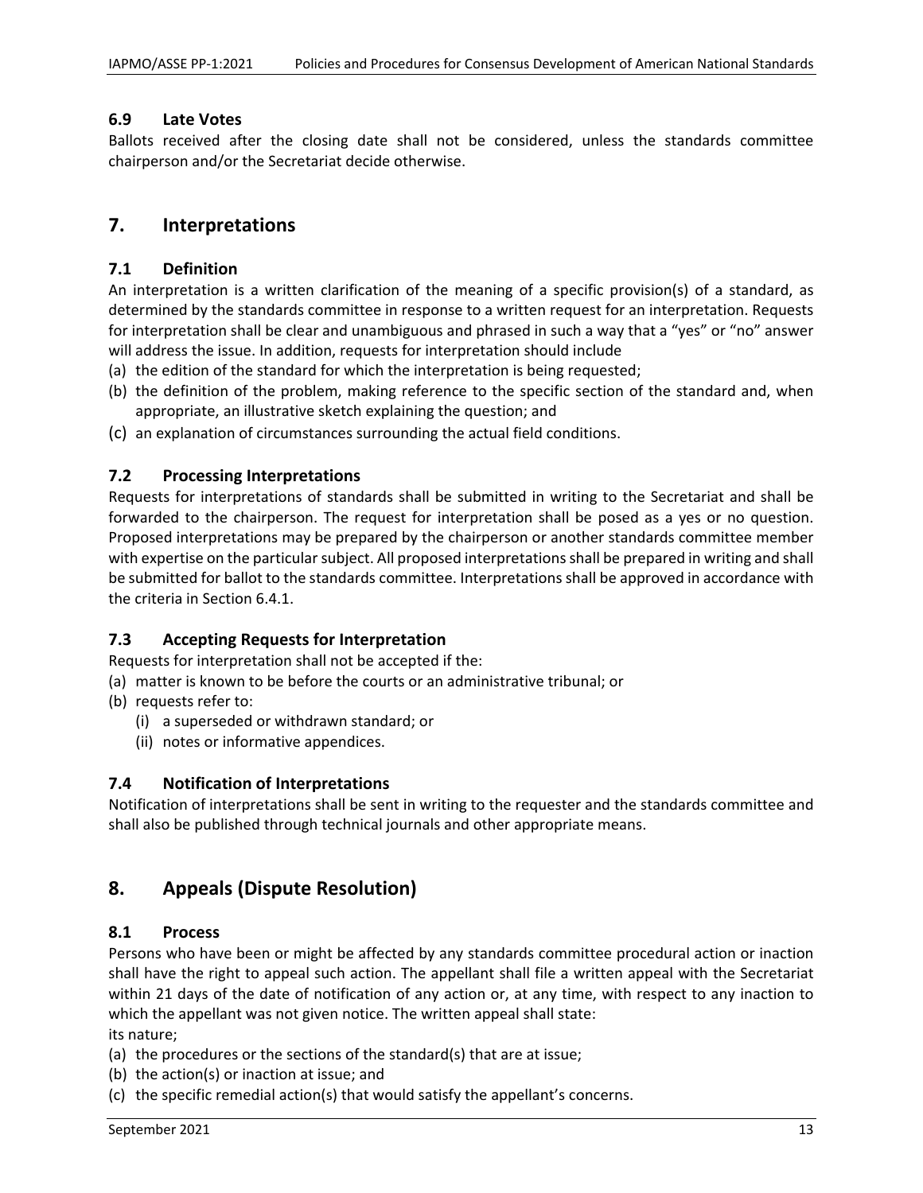### 6.9 Late Votes

Ballots received after the closing date shall not be considered, unless the standards committee chairperson and/or the Secretariat decide otherwise.

## 7. Interpretations

### 7.1 Definition

An interpretation is a written clarification of the meaning of a specific provision(s) of a standard, as determined by the standards committee in response to a written request for an interpretation. Requests for interpretation shall be clear and unambiguous and phrased in such a way that a “yes” or “no” answer will address the issue. In addition, requests for interpretation should include

(a) the edition of the standard for which the interpretation is being requested;
(b) the definition of the problem, making reference to the specific section of the standard and, when appropriate, an illustrative sketch explaining the question; and
(c) an explanation of circumstances surrounding the actual field conditions.

### 7.2 Processing Interpretations

Requests for interpretations of standards shall be submitted in writing to the Secretariat and shall be forwarded to the chairperson. The request for interpretation shall be posed as a yes or no question. Proposed interpretations may be prepared by the chairperson or another standards committee member with expertise on the particular subject. All proposed interpretations shall be prepared in writing and shall be submitted for ballot to the standards committee. Interpretations shall be approved in accordance with the criteria in Section 6.4.1.

### 7.3 Accepting Requests for Interpretation

Requests for interpretation shall not be accepted if the:

(a) matter is known to be before the courts or an administrative tribunal; or
(b) requests refer to:
    (i) a superseded or withdrawn standard; or
    (ii) notes or informative appendices.

### 7.4 Notification of Interpretations

Notification of interpretations shall be sent in writing to the requester and the standards committee and shall also be published through technical journals and other appropriate means.

## 8. Appeals (Dispute Resolution)

### 8.1 Process

Persons who have been or might be affected by any standards committee procedural action or inaction shall have the right to appeal such action. The appellant shall file a written appeal with the Secretariat within 21 days of the date of notification of any action or, at any time, with respect to any inaction to which the appellant was not given notice. The written appeal shall state:

its nature;

(a) the procedures or the sections of the standard(s) that are at issue;
(b) the action(s) or inaction at issue; and
(c) the specific remedial action(s) that would satisfy the appellant’s concerns.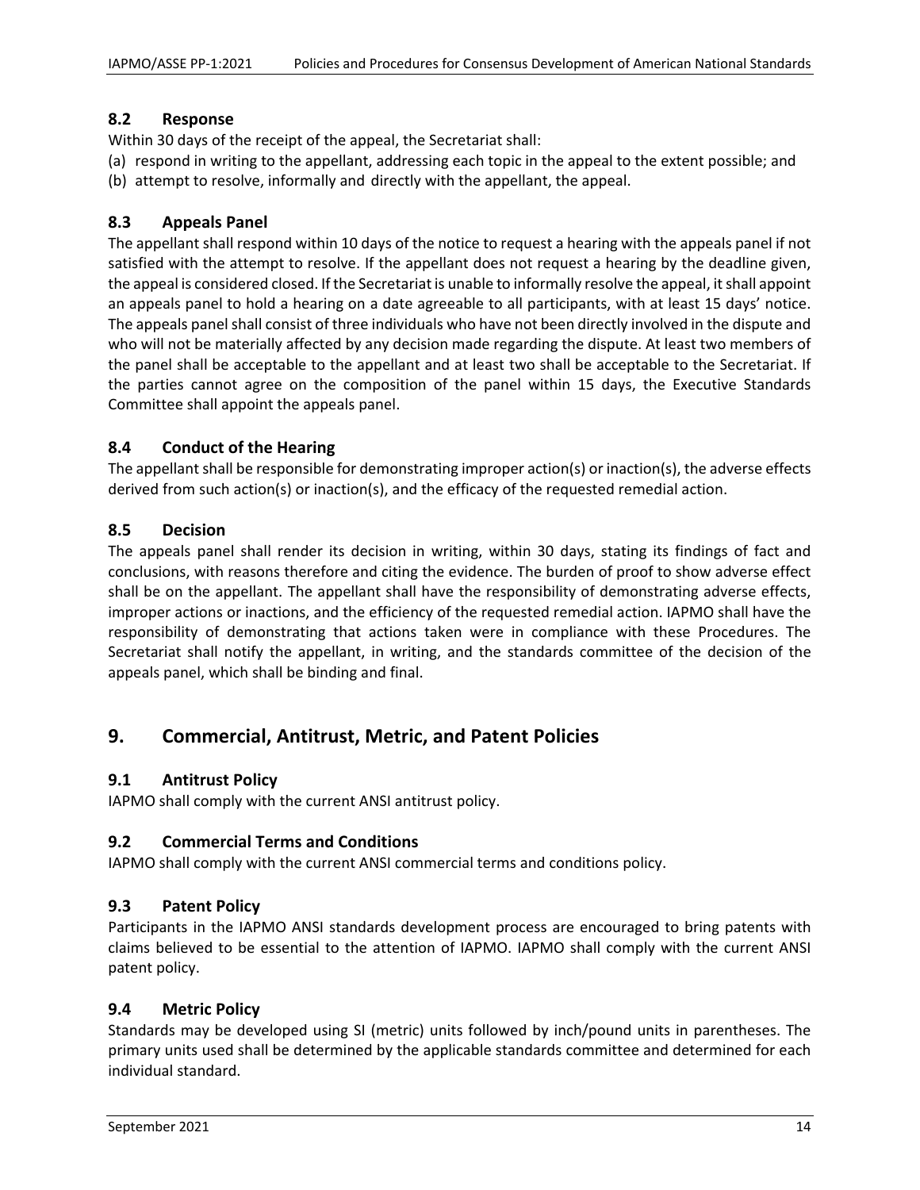### 8.2 Response

Within 30 days of the receipt of the appeal, the Secretariat shall:

(a) respond in writing to the appellant, addressing each topic in the appeal to the extent possible; and
(b) attempt to resolve, informally and directly with the appellant, the appeal.

### 8.3 Appeals Panel

The appellant shall respond within 10 days of the notice to request a hearing with the appeals panel if not satisfied with the attempt to resolve. If the appellant does not request a hearing by the deadline given, the appeal is considered closed. If the Secretariat is unable to informally resolve the appeal, it shall appoint an appeals panel to hold a hearing on a date agreeable to all participants, with at least 15 days' notice. The appeals panel shall consist of three individuals who have not been directly involved in the dispute and who will not be materially affected by any decision made regarding the dispute. At least two members of the panel shall be acceptable to the appellant and at least two shall be acceptable to the Secretariat. If the parties cannot agree on the composition of the panel within 15 days, the Executive Standards Committee shall appoint the appeals panel.

### 8.4 Conduct of the Hearing

The appellant shall be responsible for demonstrating improper action(s) or inaction(s), the adverse effects derived from such action(s) or inaction(s), and the efficacy of the requested remedial action.

### 8.5 Decision

The appeals panel shall render its decision in writing, within 30 days, stating its findings of fact and conclusions, with reasons therefore and citing the evidence. The burden of proof to show adverse effect shall be on the appellant. The appellant shall have the responsibility of demonstrating adverse effects, improper actions or inactions, and the efficiency of the requested remedial action. IAPMO shall have the responsibility of demonstrating that actions taken were in compliance with these Procedures. The Secretariat shall notify the appellant, in writing, and the standards committee of the decision of the appeals panel, which shall be binding and final.

## 9. Commercial, Antitrust, Metric, and Patent Policies

### 9.1 Antitrust Policy

IAPMO shall comply with the current ANSI antitrust policy.

### 9.2 Commercial Terms and Conditions

IAPMO shall comply with the current ANSI commercial terms and conditions policy.

### 9.3 Patent Policy

Participants in the IAPMO ANSI standards development process are encouraged to bring patents with claims believed to be essential to the attention of IAPMO. IAPMO shall comply with the current ANSI patent policy.

### 9.4 Metric Policy

Standards may be developed using SI (metric) units followed by inch/pound units in parentheses. The primary units used shall be determined by the applicable standards committee and determined for each individual standard.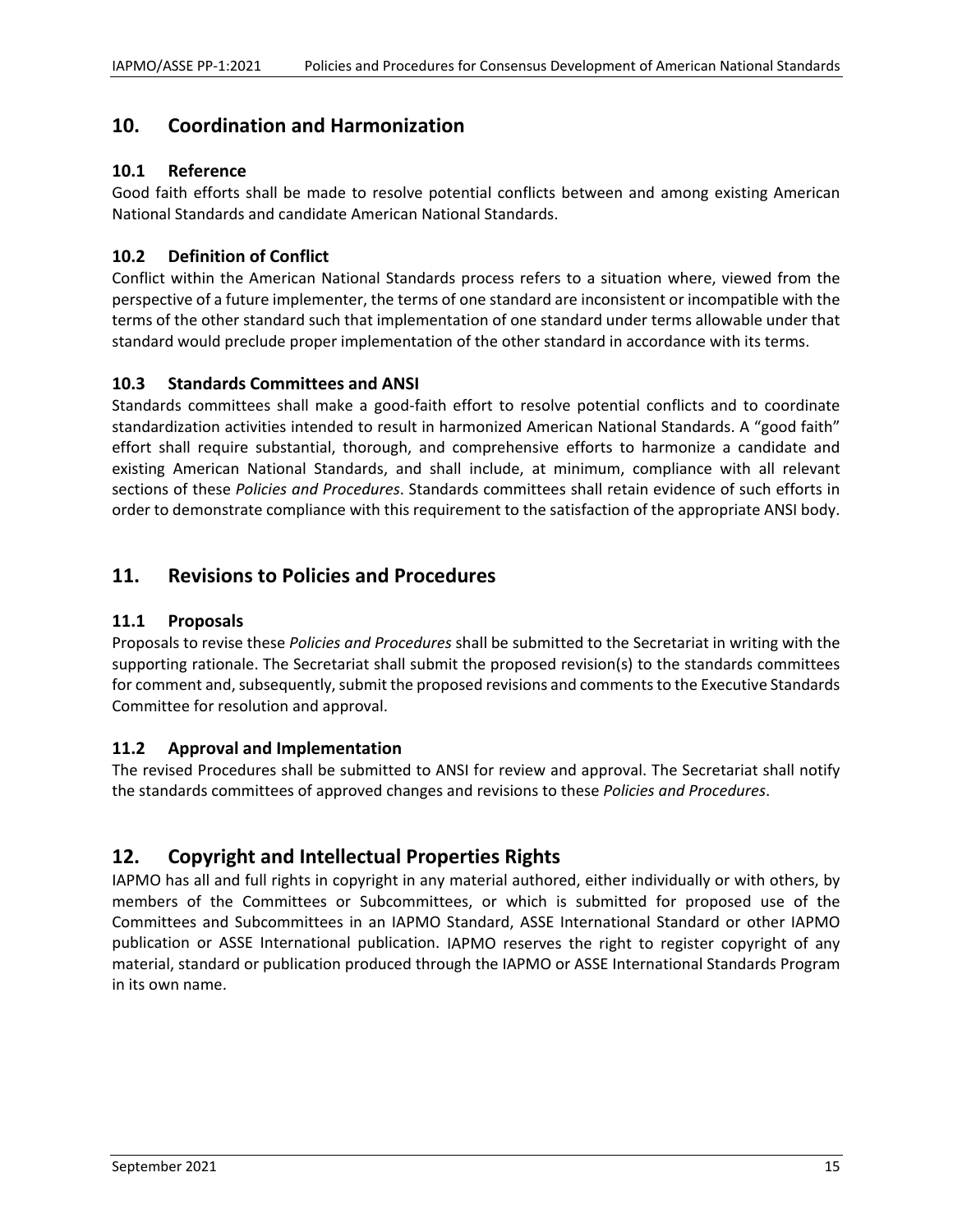## 10. Coordination and Harmonization

### 10.1 Reference

Good faith efforts shall be made to resolve potential conflicts between and among existing American National Standards and candidate American National Standards.

### 10.2 Definition of Conflict

Conflict within the American National Standards process refers to a situation where, viewed from the perspective of a future implementer, the terms of one standard are inconsistent or incompatible with the terms of the other standard such that implementation of one standard under terms allowable under that standard would preclude proper implementation of the other standard in accordance with its terms.

### 10.3 Standards Committees and ANSI

Standards committees shall make a good-faith effort to resolve potential conflicts and to coordinate standardization activities intended to result in harmonized American National Standards. A "good faith" effort shall require substantial, thorough, and comprehensive efforts to harmonize a candidate and existing American National Standards, and shall include, at minimum, compliance with all relevant sections of these *Policies and Procedures*. Standards committees shall retain evidence of such efforts in order to demonstrate compliance with this requirement to the satisfaction of the appropriate ANSI body.

## 11. Revisions to Policies and Procedures

### 11.1 Proposals

Proposals to revise these *Policies and Procedures* shall be submitted to the Secretariat in writing with the supporting rationale. The Secretariat shall submit the proposed revision(s) to the standards committees for comment and, subsequently, submit the proposed revisions and comments to the Executive Standards Committee for resolution and approval.

### 11.2 Approval and Implementation

The revised Procedures shall be submitted to ANSI for review and approval. The Secretariat shall notify the standards committees of approved changes and revisions to these *Policies and Procedures*.

## 12. Copyright and Intellectual Properties Rights

IAPMO has all and full rights in copyright in any material authored, either individually or with others, by members of the Committees or Subcommittees, or which is submitted for proposed use of the Committees and Subcommittees in an IAPMO Standard, ASSE International Standard or other IAPMO publication or ASSE International publication. IAPMO reserves the right to register copyright of any material, standard or publication produced through the IAPMO or ASSE International Standards Program in its own name.